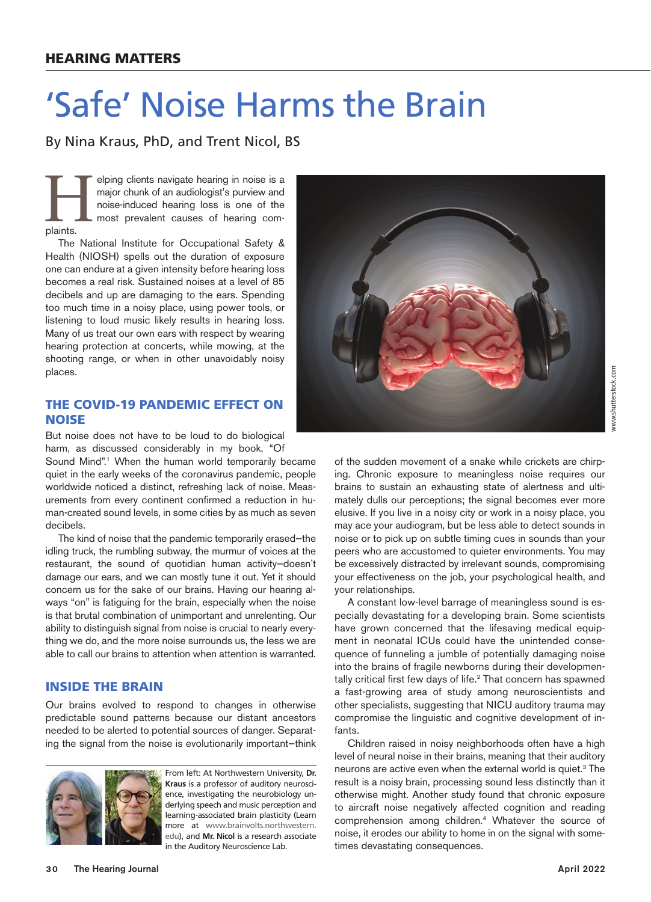HEARING MATTERS

# 'Safe' Noise Harms the Brain

By Nina Kraus, PhD, and Trent Nicol, BS

Helping clients navigate hearing in noise is a major chunk of an audiologist's purview and noise-induced hearing loss is one of the most prevalent causes of hearing complaints.

The National Institute for Occupational Safety & Health (NIOSH) spells out the duration of exposure one can endure at a given intensity before hearing loss becomes a real risk. Sustained noises at a level of 85 decibels and up are damaging to the ears. Spending too much time in a noisy place, using power tools, or listening to loud music likely results in hearing loss. Many of us treat our own ears with respect by wearing hearing protection at concerts, while mowing, at the shooting range, or when in other unavoidably noisy places.

## THE COVID-19 PANDEMIC EFFECT ON NOISE

But noise does not have to be loud to do biological harm, as discussed considerably in my book, "Of Sound Mind".[1] When the human world temporarily became quiet in the early weeks of the coronavirus pandemic, people worldwide noticed a distinct, refreshing lack of noise. Measurements from every continent confirmed a reduction in human-created sound levels, in some cities by as much as seven decibels.

The kind of noise that the pandemic temporarily erased—the idling truck, the rumbling subway, the murmur of voices at the restaurant, the sound of quotidian human activity—doesn't damage our ears, and we can mostly tune it out. Yet it should concern us for the sake of our brains. Having our hearing always "on" is fatiguing for the brain, especially when the noise is that brutal combination of unimportant and unrelenting. Our ability to distinguish signal from noise is crucial to nearly everything we do, and the more noise surrounds us, the less we are able to call our brains to attention when attention is warranted.

## INSIDE THE BRAIN

Our brains evolved to respond to changes in otherwise predictable sound patterns because our distant ancestors needed to be alerted to potential sources of danger. Separating the signal from the noise is evolutionarily important—think of the sudden movement of a snake while crickets are chirping. Chronic exposure to meaningless noise requires our brains to sustain an exhausting state of alertness and ultimately dulls our perceptions; the signal becomes ever more elusive. If you live in a noisy city or work in a noisy place, you may ace your audiogram, but be less able to detect sounds in noise or to pick up on subtle timing cues in sounds than your peers who are accustomed to quieter environments. You may be excessively distracted by irrelevant sounds, compromising your effectiveness on the job, your psychological health, and your relationships.

A constant low-level barrage of meaningless sound is especially devastating for a developing brain. Some scientists have grown concerned that the lifesaving medical equipment in neonatal ICUs could have the unintended consequence of funneling a jumble of potentially damaging noise into the brains of fragile newborns during their developmentally critical first few days of life.[2] That concern has spawned a fast-growing area of study among neuroscientists and other specialists, suggesting that NICU auditory trauma may compromise the linguistic and cognitive development of infants.

Children raised in noisy neighborhoods often have a high level of neural noise in their brains, meaning that their auditory neurons are active even when the external world is quiet.[3] The result is a noisy brain, processing sound less distinctly than it otherwise might. Another study found that chronic exposure to aircraft noise negatively affected cognition and reading comprehension among children.[4] Whatever the source of noise, it erodes our ability to home in on the signal with sometimes devastating consequences.

www.shutterstock.com

From left: At Northwestern University, **Dr. Kraus** is a professor of auditory neuroscience, investigating the neurobiology underlying speech and music perception and learning-associated brain plasticity (Learn more at www.brainvolts.northwestern.edu), and **Mr. Nicol** is a research associate in the Auditory Neuroscience Lab.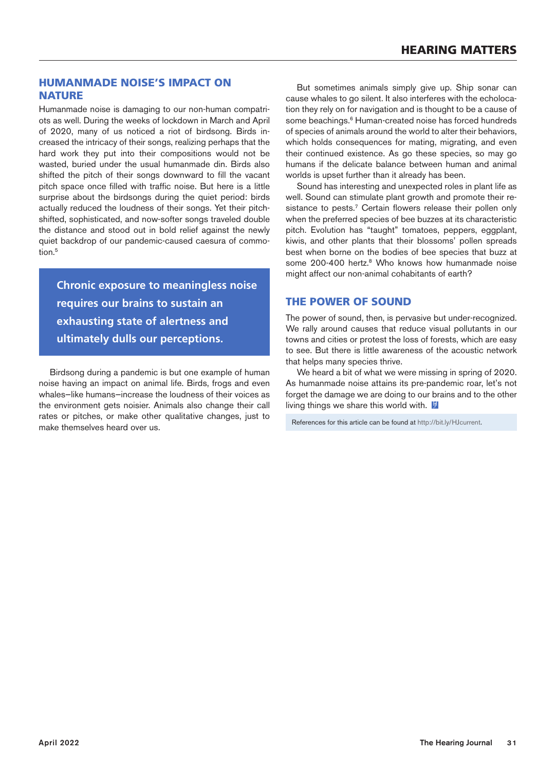## HUMANMADE NOISE'S IMPACT ON NATURE

Humanmade noise is damaging to our non-human compatriots as well. During the weeks of lockdown in March and April of 2020, many of us noticed a riot of birdsong. Birds increased the intricacy of their songs, realizing perhaps that the hard work they put into their compositions would not be wasted, buried under the usual humanmade din. Birds also shifted the pitch of their songs downward to fill the vacant pitch space once filled with traffic noise. But here is a little surprise about the birdsongs during the quiet period: birds actually reduced the loudness of their songs. Yet their pitch-shifted, sophisticated, and now-softer songs traveled double the distance and stood out in bold relief against the newly quiet backdrop of our pandemic-caused caesura of commotion.[5]

> **Chronic exposure to meaningless noise requires our brains to sustain an exhausting state of alertness and ultimately dulls our perceptions.**

Birdsong during a pandemic is but one example of human noise having an impact on animal life. Birds, frogs and even whales—like humans—increase the loudness of their voices as the environment gets noisier. Animals also change their call rates or pitches, or make other qualitative changes, just to make themselves heard over us.

But sometimes animals simply give up. Ship sonar can cause whales to go silent. It also interferes with the echolocation they rely on for navigation and is thought to be a cause of some beachings.[6] Human-created noise has forced hundreds of species of animals around the world to alter their behaviors, which holds consequences for mating, migrating, and even their continued existence. As go these species, so may go humans if the delicate balance between human and animal worlds is upset further than it already has been.

Sound has interesting and unexpected roles in plant life as well. Sound can stimulate plant growth and promote their resistance to pests.[7] Certain flowers release their pollen only when the preferred species of bee buzzes at its characteristic pitch. Evolution has "taught" tomatoes, peppers, eggplant, kiwis, and other plants that their blossoms' pollen spreads best when borne on the bodies of bee species that buzz at some 200-400 hertz.[8] Who knows how humanmade noise might affect our non-animal cohabitants of earth?

## THE POWER OF SOUND

The power of sound, then, is pervasive but under-recognized. We rally around causes that reduce visual pollutants in our towns and cities or protest the loss of forests, which are easy to see. But there is little awareness of the acoustic network that helps many species thrive.

We heard a bit of what we were missing in spring of 2020. As humanmade noise attains its pre-pandemic roar, let's not forget the damage we are doing to our brains and to the other living things we share this world with.

References for this article can be found at http://bit.ly/HJcurrent.